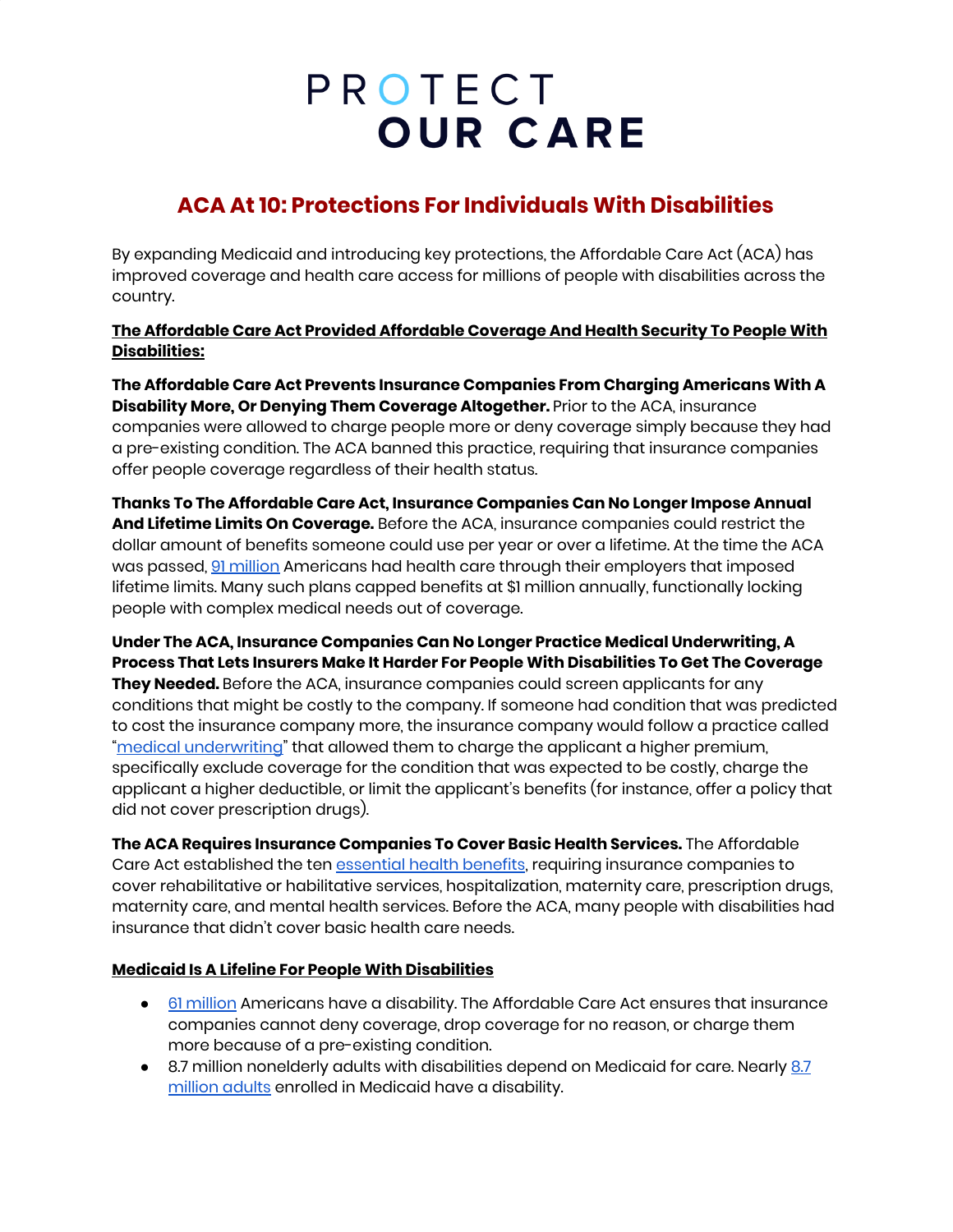# PROTECT OUR CARE

## ACA At 10: Protections For Individuals With Disabilities

By expanding Medicaid and introducing key protections, the Affordable Care Act (ACA) has improved coverage and health care access for millions of people with disabilities across the country.

**<u>The Affordable Care Act Provided Affordable Coverage And Health Security To People With Disabilities:</u>**

**The Affordable Care Act Prevents Insurance Companies From Charging Americans With A Disability More, Or Denying Them Coverage Altogether.** Prior to the ACA, insurance companies were allowed to charge people more or deny coverage simply because they had a pre-existing condition. The ACA banned this practice, requiring that insurance companies offer people coverage regardless of their health status.

**Thanks To The Affordable Care Act, Insurance Companies Can No Longer Impose Annual And Lifetime Limits On Coverage.** Before the ACA, insurance companies could restrict the dollar amount of benefits someone could use per year or over a lifetime. At the time the ACA was passed, 91 million Americans had health care through their employers that imposed lifetime limits. Many such plans capped benefits at $1 million annually, functionally locking people with complex medical needs out of coverage.

**Under The ACA, Insurance Companies Can No Longer Practice Medical Underwriting, A Process That Lets Insurers Make It Harder For People With Disabilities To Get The Coverage They Needed.** Before the ACA, insurance companies could screen applicants for any conditions that might be costly to the company. If someone had condition that was predicted to cost the insurance company more, the insurance company would follow a practice called "medical underwriting" that allowed them to charge the applicant a higher premium, specifically exclude coverage for the condition that was expected to be costly, charge the applicant a higher deductible, or limit the applicant's benefits (for instance, offer a policy that did not cover prescription drugs).

**The ACA Requires Insurance Companies To Cover Basic Health Services.** The Affordable Care Act established the ten essential health benefits, requiring insurance companies to cover rehabilitative or habilitative services, hospitalization, maternity care, prescription drugs, maternity care, and mental health services. Before the ACA, many people with disabilities had insurance that didn't cover basic health care needs.

**<u>Medicaid Is A Lifeline For People With Disabilities</u>**

- 61 million Americans have a disability. The Affordable Care Act ensures that insurance companies cannot deny coverage, drop coverage for no reason, or charge them more because of a pre-existing condition.
- 8.7 million nonelderly adults with disabilities depend on Medicaid for care. Nearly 8.7 million adults enrolled in Medicaid have a disability.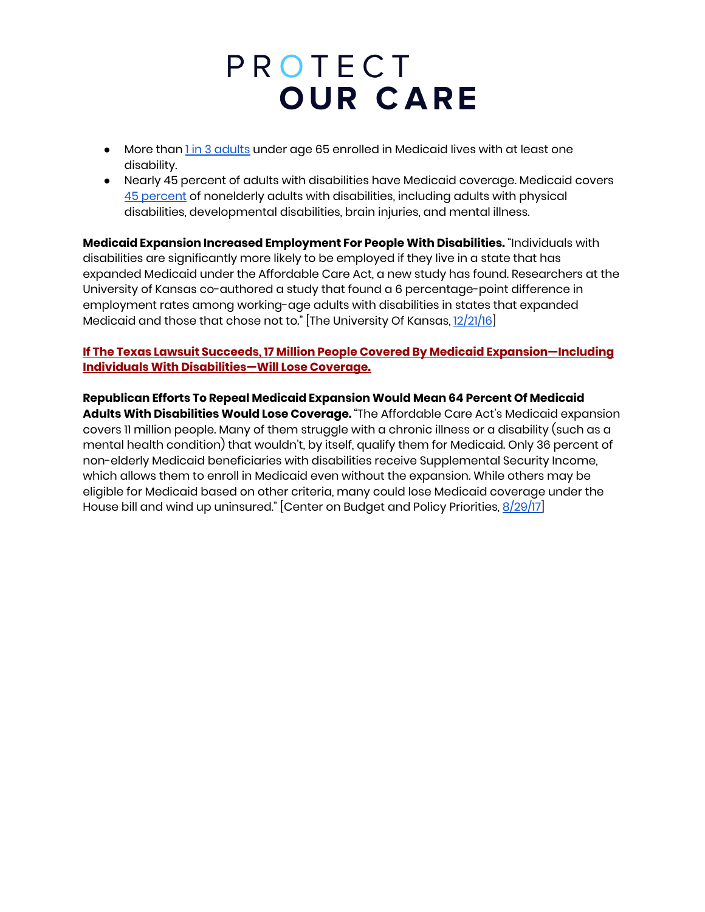- More than 1 in 3 adults under age 65 enrolled in Medicaid lives with at least one disability.
- Nearly 45 percent of adults with disabilities have Medicaid coverage. Medicaid covers 45 percent of nonelderly adults with disabilities, including adults with physical disabilities, developmental disabilities, brain injuries, and mental illness.

**Medicaid Expansion Increased Employment For People With Disabilities.** "Individuals with disabilities are significantly more likely to be employed if they live in a state that has expanded Medicaid under the Affordable Care Act, a new study has found. Researchers at the University of Kansas co-authored a study that found a 6 percentage-point difference in employment rates among working-age adults with disabilities in states that expanded Medicaid and those that chose not to." [The University Of Kansas, 12/21/16]

**If The Texas Lawsuit Succeeds, 17 Million People Covered By Medicaid Expansion—Including Individuals With Disabilities—Will Lose Coverage.**

**Republican Efforts To Repeal Medicaid Expansion Would Mean 64 Percent Of Medicaid Adults With Disabilities Would Lose Coverage.** "The Affordable Care Act's Medicaid expansion covers 11 million people. Many of them struggle with a chronic illness or a disability (such as a mental health condition) that wouldn't, by itself, qualify them for Medicaid. Only 36 percent of non-elderly Medicaid beneficiaries with disabilities receive Supplemental Security Income, which allows them to enroll in Medicaid even without the expansion. While others may be eligible for Medicaid based on other criteria, many could lose Medicaid coverage under the House bill and wind up uninsured." [Center on Budget and Policy Priorities, 8/29/17]